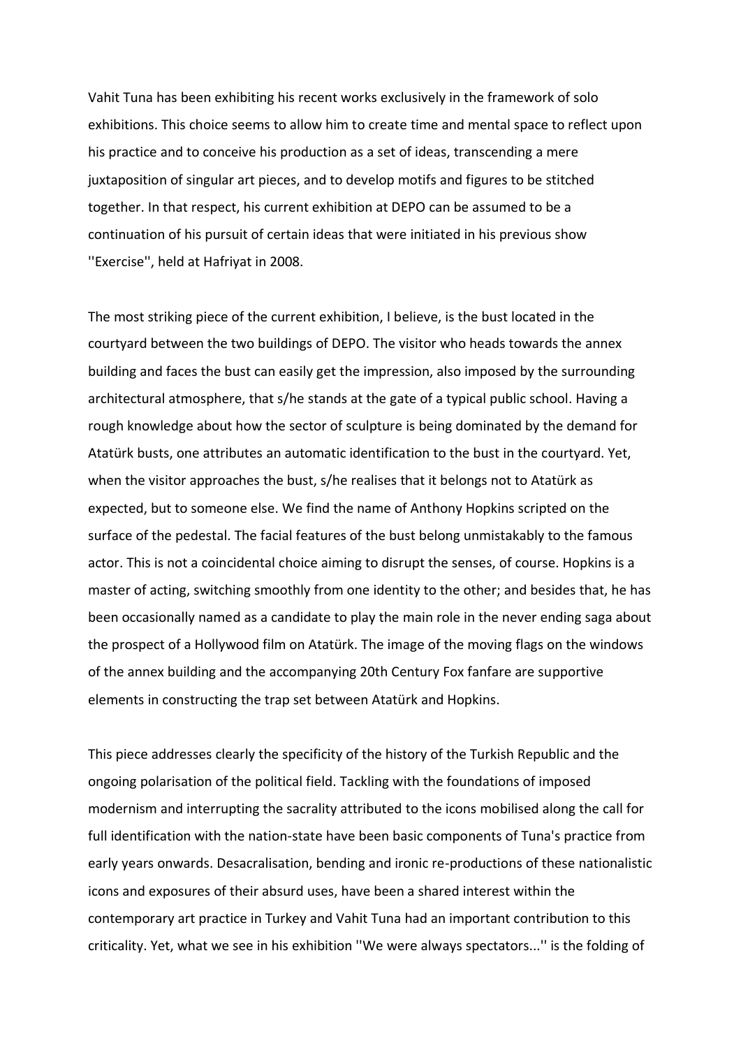Vahit Tuna has been exhibiting his recent works exclusively in the framework of solo exhibitions. This choice seems to allow him to create time and mental space to reflect upon his practice and to conceive his production as a set of ideas, transcending a mere juxtaposition of singular art pieces, and to develop motifs and figures to be stitched together. In that respect, his current exhibition at DEPO can be assumed to be a continuation of his pursuit of certain ideas that were initiated in his previous show ''Exercise'', held at Hafriyat in 2008.

The most striking piece of the current exhibition, I believe, is the bust located in the courtyard between the two buildings of DEPO. The visitor who heads towards the annex building and faces the bust can easily get the impression, also imposed by the surrounding architectural atmosphere, that s/he stands at the gate of a typical public school. Having a rough knowledge about how the sector of sculpture is being dominated by the demand for Atatürk busts, one attributes an automatic identification to the bust in the courtyard. Yet, when the visitor approaches the bust, s/he realises that it belongs not to Atatürk as expected, but to someone else. We find the name of Anthony Hopkins scripted on the surface of the pedestal. The facial features of the bust belong unmistakably to the famous actor. This is not a coincidental choice aiming to disrupt the senses, of course. Hopkins is a master of acting, switching smoothly from one identity to the other; and besides that, he has been occasionally named as a candidate to play the main role in the never ending saga about the prospect of a Hollywood film on Atatürk. The image of the moving flags on the windows of the annex building and the accompanying 20th Century Fox fanfare are supportive elements in constructing the trap set between Atatürk and Hopkins.

This piece addresses clearly the specificity of the history of the Turkish Republic and the ongoing polarisation of the political field. Tackling with the foundations of imposed modernism and interrupting the sacrality attributed to the icons mobilised along the call for full identification with the nation-state have been basic components of Tuna's practice from early years onwards. Desacralisation, bending and ironic re-productions of these nationalistic icons and exposures of their absurd uses, have been a shared interest within the contemporary art practice in Turkey and Vahit Tuna had an important contribution to this criticality. Yet, what we see in his exhibition ''We were always spectators...'' is the folding of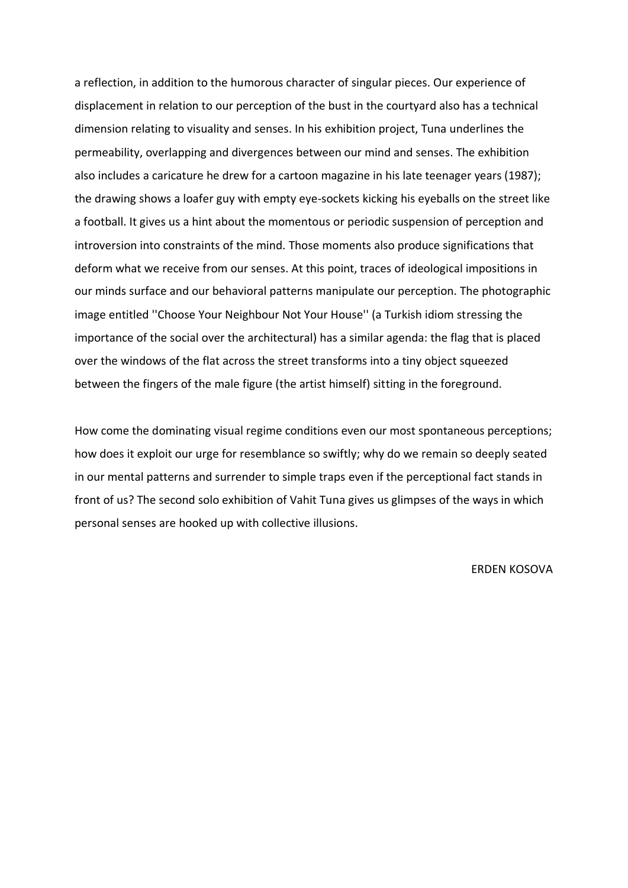a reflection, in addition to the humorous character of singular pieces. Our experience of displacement in relation to our perception of the bust in the courtyard also has a technical dimension relating to visuality and senses. In his exhibition project, Tuna underlines the permeability, overlapping and divergences between our mind and senses. The exhibition also includes a caricature he drew for a cartoon magazine in his late teenager years (1987); the drawing shows a loafer guy with empty eye-sockets kicking his eyeballs on the street like a football. It gives us a hint about the momentous or periodic suspension of perception and introversion into constraints of the mind. Those moments also produce significations that deform what we receive from our senses. At this point, traces of ideological impositions in our minds surface and our behavioral patterns manipulate our perception. The photographic image entitled ''Choose Your Neighbour Not Your House'' (a Turkish idiom stressing the importance of the social over the architectural) has a similar agenda: the flag that is placed over the windows of the flat across the street transforms into a tiny object squeezed between the fingers of the male figure (the artist himself) sitting in the foreground.

How come the dominating visual regime conditions even our most spontaneous perceptions; how does it exploit our urge for resemblance so swiftly; why do we remain so deeply seated in our mental patterns and surrender to simple traps even if the perceptional fact stands in front of us? The second solo exhibition of Vahit Tuna gives us glimpses of the ways in which personal senses are hooked up with collective illusions.

ERDEN KOSOVA